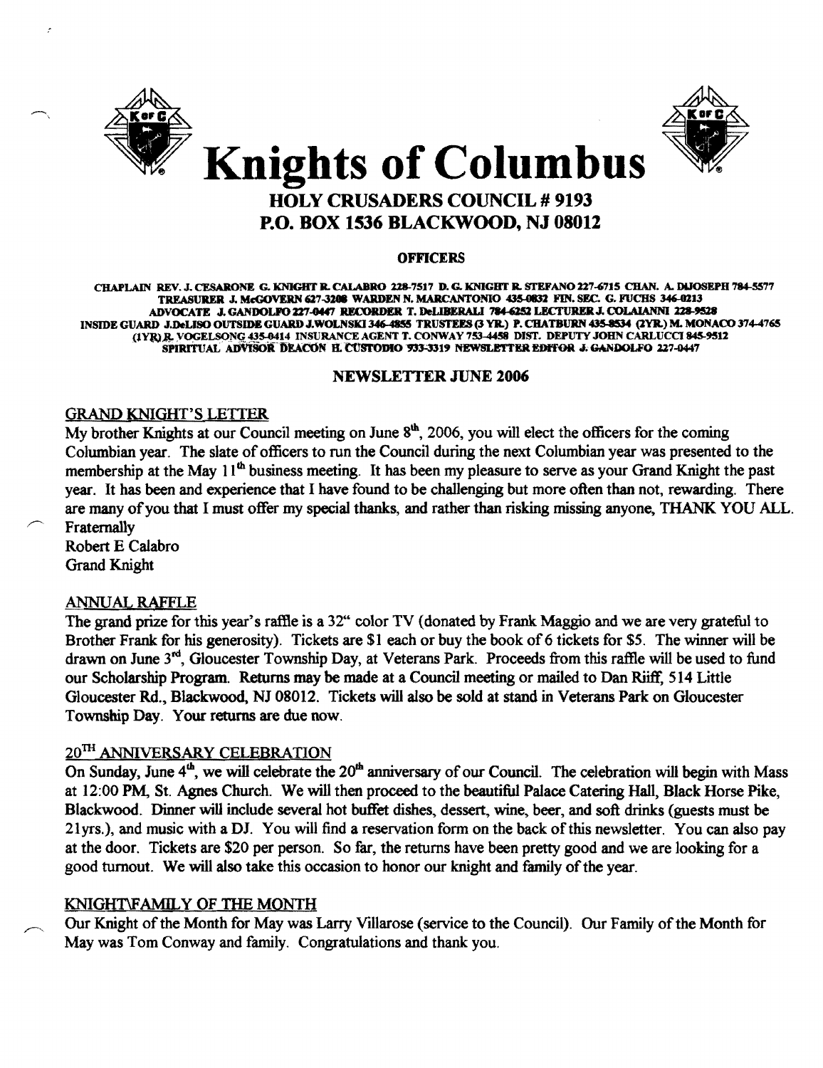# Knights of Columbus

## HOLY CRUSADERS COUNCIL # 9193
## P.O. BOX 1536 BLACKWOOD, NJ 08012

### OFFICERS

CHAPLAIN REV. J. CESARONE G. KNIGHT R. CALABRO 228-7517 D. G. KNIGHT R. STEFANO 227-6715 CHAN. A. DIJOSEPH 784-5577 TREASURER J. McGOVERN 627-3208 WARDEN N. MARCANTONIO 435-0832 FIN. SEC. G. FUCHS 346-0213 ADVOCATE J. GANDOLFO 227-0447 RECORDER T. DeLIBERALI 784-6252 LECTURER J. COLAIANNI 228-9528 INSIDE GUARD J.DeLISO OUTSIDE GUARD J.WOLNSKI 346-4855 TRUSTEES (3 YR.) P. CHATBURN 435-8534 (2YR.) M. MONACO 374-4765 (1YR) R. VOGELSONG 435-0414 INSURANCE AGENT T. CONWAY 753-4458 DIST. DEPUTY JOHN CARLUCCI 845-9512 SPIRITUAL ADVISOR DEACON H. CUSTODIO 933-3319 NEWSLETTER EDITOR J. GANDOLFO 227-0447

### NEWSLETTER JUNE 2006

GRAND KNIGHT'S LETTER

My brother Knights at our Council meeting on June 8th, 2006, you will elect the officers for the coming Columbian year. The slate of officers to run the Council during the next Columbian year was presented to the membership at the May 11th business meeting. It has been my pleasure to serve as your Grand Knight the past year. It has been and experience that I have found to be challenging but more often than not, rewarding. There are many of you that I must offer my special thanks, and rather than risking missing anyone, THANK YOU ALL.

Fraternally
Robert E Calabro
Grand Knight

ANNUAL RAFFLE

The grand prize for this year's raffle is a 32" color TV (donated by Frank Maggio and we are very grateful to Brother Frank for his generosity). Tickets are $1 each or buy the book of 6 tickets for $5. The winner will be drawn on June 3rd, Gloucester Township Day, at Veterans Park. Proceeds from this raffle will be used to fund our Scholarship Program. Returns may be made at a Council meeting or mailed to Dan Riiff, 514 Little Gloucester Rd., Blackwood, NJ 08012. Tickets will also be sold at stand in Veterans Park on Gloucester Township Day. Your returns are due now.

20TH ANNIVERSARY CELEBRATION

On Sunday, June 4th, we will celebrate the 20th anniversary of our Council. The celebration will begin with Mass at 12:00 PM, St. Agnes Church. We will then proceed to the beautiful Palace Catering Hall, Black Horse Pike, Blackwood. Dinner will include several hot buffet dishes, dessert, wine, beer, and soft drinks (guests must be 21yrs.), and music with a DJ. You will find a reservation form on the back of this newsletter. You can also pay at the door. Tickets are $20 per person. So far, the returns have been pretty good and we are looking for a good turnout. We will also take this occasion to honor our knight and family of the year.

KNIGHT\FAMILY OF THE MONTH

Our Knight of the Month for May was Larry Villarose (service to the Council). Our Family of the Month for May was Tom Conway and family. Congratulations and thank you.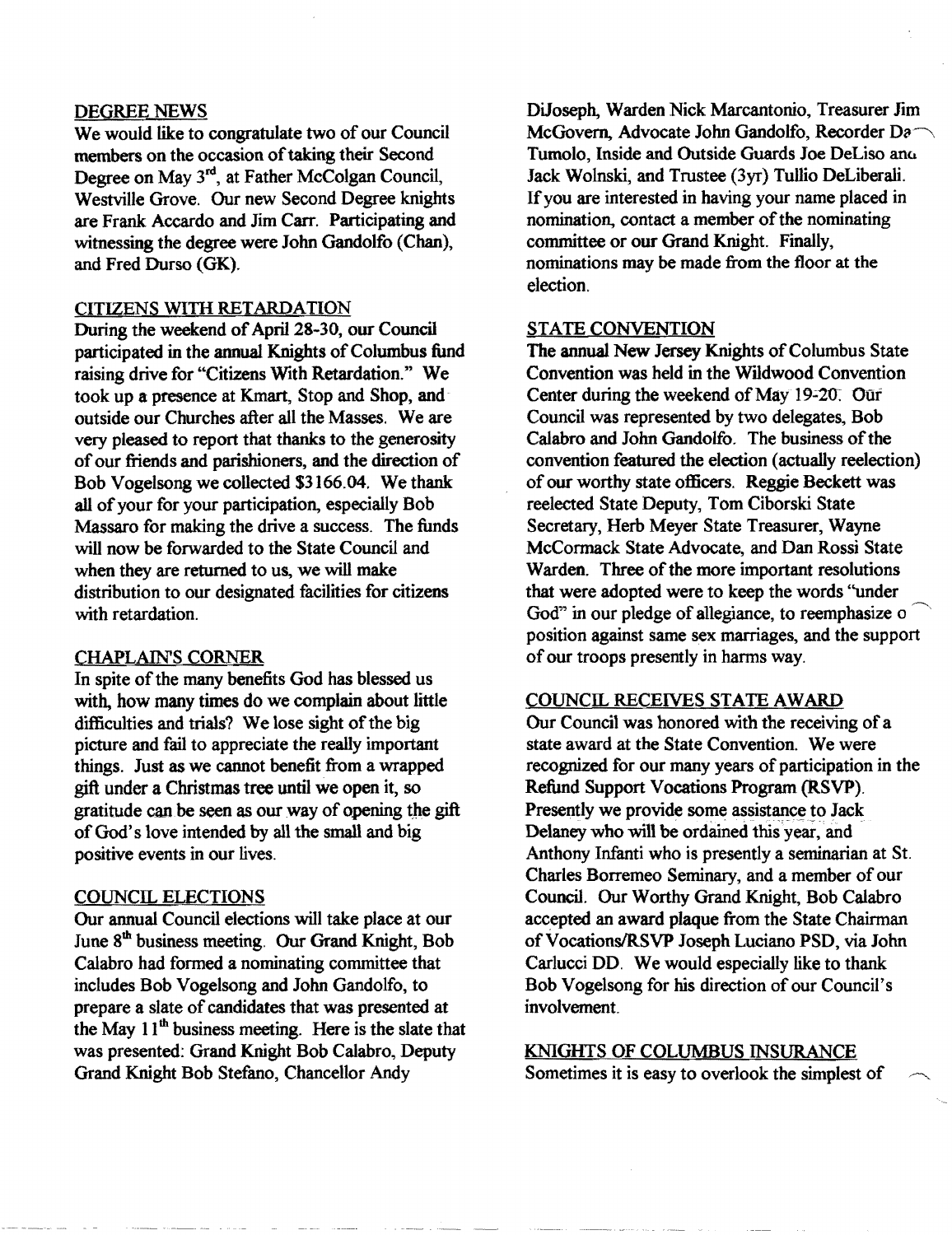## DEGREE NEWS

We would like to congratulate two of our Council members on the occasion of taking their Second Degree on May 3rd, at Father McColgan Council, Westville Grove. Our new Second Degree knights are Frank Accardo and Jim Carr. Participating and witnessing the degree were John Gandolfo (Chan), and Fred Durso (GK).

## CITIZENS WITH RETARDATION

During the weekend of April 28-30, our Council participated in the annual Knights of Columbus fund raising drive for "Citizens With Retardation." We took up a presence at Kmart, Stop and Shop, and outside our Churches after all the Masses. We are very pleased to report that thanks to the generosity of our friends and parishioners, and the direction of Bob Vogelsong we collected $3166.04. We thank all of your for your participation, especially Bob Massaro for making the drive a success. The funds will now be forwarded to the State Council and when they are returned to us, we will make distribution to our designated facilities for citizens with retardation.

## CHAPLAIN'S CORNER

In spite of the many benefits God has blessed us with, how many times do we complain about little difficulties and trials? We lose sight of the big picture and fail to appreciate the really important things. Just as we cannot benefit from a wrapped gift under a Christmas tree until we open it, so gratitude can be seen as our way of opening the gift of God's love intended by all the small and big positive events in our lives.

## COUNCIL ELECTIONS

Our annual Council elections will take place at our June 8th business meeting. Our Grand Knight, Bob Calabro had formed a nominating committee that includes Bob Vogelsong and John Gandolfo, to prepare a slate of candidates that was presented at the May 11th business meeting. Here is the slate that was presented: Grand Knight Bob Calabro, Deputy Grand Knight Bob Stefano, Chancellor Andy DiJoseph, Warden Nick Marcantonio, Treasurer Jim McGovern, Advocate John Gandolfo, Recorder Da Tumolo, Inside and Outside Guards Joe DeLiso and Jack Wolnski, and Trustee (3yr) Tullio DeLiberali. If you are interested in having your name placed in nomination, contact a member of the nominating committee or our Grand Knight. Finally, nominations may be made from the floor at the election.

## STATE CONVENTION

The annual New Jersey Knights of Columbus State Convention was held in the Wildwood Convention Center during the weekend of May 19-20. Our Council was represented by two delegates, Bob Calabro and John Gandolfo. The business of the convention featured the election (actually reelection) of our worthy state officers. Reggie Beckett was reelected State Deputy, Tom Ciborski State Secretary, Herb Meyer State Treasurer, Wayne McCormack State Advocate, and Dan Rossi State Warden. Three of the more important resolutions that were adopted were to keep the words "under God" in our pledge of allegiance, to reemphasize o position against same sex marriages, and the support of our troops presently in harms way.

## COUNCIL RECEIVES STATE AWARD

Our Council was honored with the receiving of a state award at the State Convention. We were recognized for our many years of participation in the Refund Support Vocations Program (RSVP). Presently we provide some assistance to Jack Delaney who will be ordained this year, and Anthony Infanti who is presently a seminarian at St. Charles Borremeo Seminary, and a member of our Council. Our Worthy Grand Knight, Bob Calabro accepted an award plaque from the State Chairman of Vocations/RSVP Joseph Luciano PSD, via John Carlucci DD. We would especially like to thank Bob Vogelsong for his direction of our Council's involvement.

## KNIGHTS OF COLUMBUS INSURANCE

Sometimes it is easy to overlook the simplest of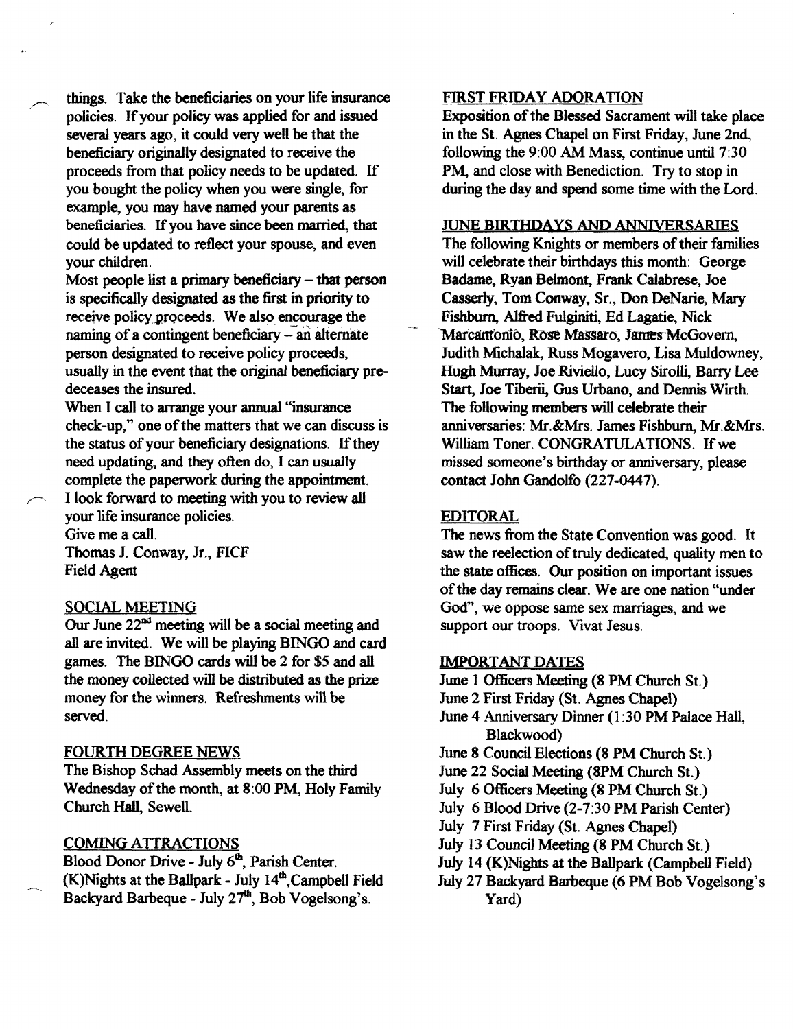things. Take the beneficiaries on your life insurance policies. If your policy was applied for and issued several years ago, it could very well be that the beneficiary originally designated to receive the proceeds from that policy needs to be updated. If you bought the policy when you were single, for example, you may have named your parents as beneficiaries. If you have since been married, that could be updated to reflect your spouse, and even your children.

Most people list a primary beneficiary – that person is specifically designated as the first in priority to receive policy proceeds. We also encourage the naming of a contingent beneficiary – an alternate person designated to receive policy proceeds, usually in the event that the original beneficiary predeceases the insured.

When I call to arrange your annual "insurance check-up," one of the matters that we can discuss is the status of your beneficiary designations. If they need updating, and they often do, I can usually complete the paperwork during the appointment.

I look forward to meeting with you to review all your life insurance policies.

Give me a call.

Thomas J. Conway, Jr., FICF
Field Agent

## SOCIAL MEETING

Our June 22nd meeting will be a social meeting and all are invited. We will be playing BINGO and card games. The BINGO cards will be 2 for $5 and all the money collected will be distributed as the prize money for the winners. Refreshments will be served.

## FOURTH DEGREE NEWS

The Bishop Schad Assembly meets on the third Wednesday of the month, at 8:00 PM, Holy Family Church Hall, Sewell.

## COMING ATTRACTIONS

Blood Donor Drive - July 6th, Parish Center.
(K)Nights at the Ballpark - July 14th, Campbell Field
Backyard Barbeque - July 27th, Bob Vogelsong's.

## FIRST FRIDAY ADORATION

Exposition of the Blessed Sacrament will take place in the St. Agnes Chapel on First Friday, June 2nd, following the 9:00 AM Mass, continue until 7:30 PM, and close with Benediction. Try to stop in during the day and spend some time with the Lord.

## JUNE BIRTHDAYS AND ANNIVERSARIES

The following Knights or members of their families will celebrate their birthdays this month: George Badame, Ryan Belmont, Frank Calabrese, Joe Casserly, Tom Conway, Sr., Don DeNarie, Mary Fishburn, Alfred Fulginiti, Ed Lagatie, Nick Marcantonio, Rose Massaro, James McGovern, Judith Michalak, Russ Mogavero, Lisa Muldowney, Hugh Murray, Joe Riviello, Lucy Sirolli, Barry Lee Start, Joe Tiberii, Gus Urbano, and Dennis Wirth. The following members will celebrate their anniversaries: Mr.&Mrs. James Fishburn, Mr.&Mrs. William Toner. CONGRATULATIONS. If we missed someone's birthday or anniversary, please contact John Gandolfo (227-0447).

## EDITORAL

The news from the State Convention was good. It saw the reelection of truly dedicated, quality men to the state offices. Our position on important issues of the day remains clear. We are one nation "under God", we oppose same sex marriages, and we support our troops. Vivat Jesus.

## IMPORTANT DATES

June 1 Officers Meeting (8 PM Church St.)
June 2 First Friday (St. Agnes Chapel)
June 4 Anniversary Dinner (1:30 PM Palace Hall, Blackwood)
June 8 Council Elections (8 PM Church St.)
June 22 Social Meeting (8PM Church St.)
July 6 Officers Meeting (8 PM Church St.)
July 6 Blood Drive (2-7:30 PM Parish Center)
July 7 First Friday (St. Agnes Chapel)
July 13 Council Meeting (8 PM Church St.)
July 14 (K)Nights at the Ballpark (Campbell Field)
July 27 Backyard Barbeque (6 PM Bob Vogelsong's Yard)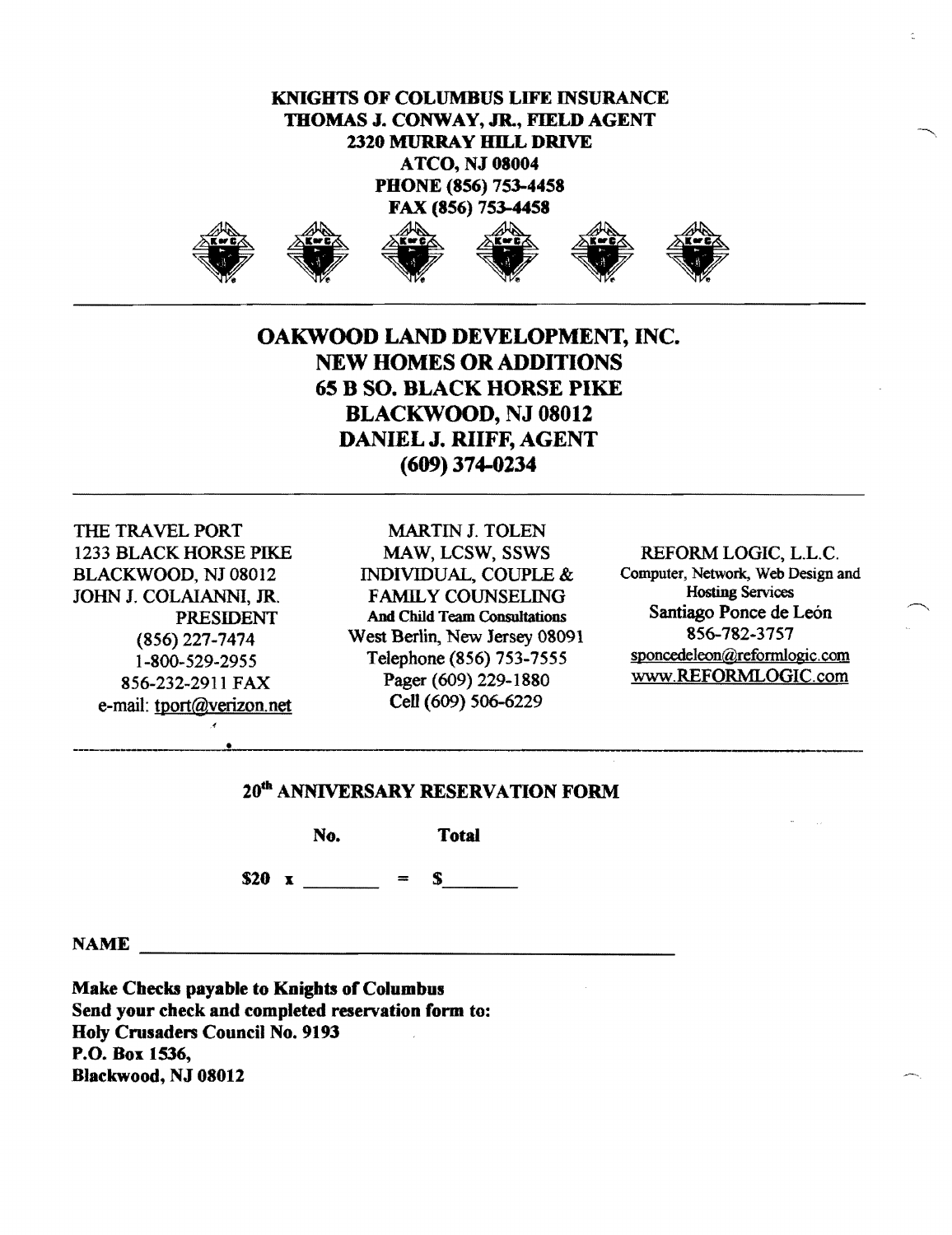**KNIGHTS OF COLUMBUS LIFE INSURANCE**
**THOMAS J. CONWAY, JR., FIELD AGENT**
**2320 MURRAY HILL DRIVE**
**ATCO, NJ 08004**
**PHONE (856) 753-4458**
**FAX (856) 753-4458**

---

**OAKWOOD LAND DEVELOPMENT, INC.**
**NEW HOMES OR ADDITIONS**
**65 B SO. BLACK HORSE PIKE**
**BLACKWOOD, NJ 08012**
**DANIEL J. RIIFF, AGENT**
**(609) 374-0234**

---

THE TRAVEL PORT
1233 BLACK HORSE PIKE
BLACKWOOD, NJ 08012
JOHN J. COLAIANNI, JR.
PRESIDENT
(856) 227-7474
1-800-529-2955
856-232-2911 FAX
e-mail: tport@verizon.net

MARTIN J. TOLEN
MAW, LCSW, SSWS
INDIVIDUAL, COUPLE &
FAMILY COUNSELING
And Child Team Consultations
West Berlin, New Jersey 08091
Telephone (856) 753-7555
Pager (609) 229-1880
Cell (609) 506-6229

REFORM LOGIC, L.L.C.
Computer, Network, Web Design and Hosting Services
Santiago Ponce de León
856-782-3757
sponcedeleon@reformlogic.com
www.REFORMLOGIC.com

---

## 20th ANNIVERSARY RESERVATION FORM

**No.** **Total**

**$20 x _______ = $_______**

**NAME** ________________________________________

**Make Checks payable to Knights of Columbus**
**Send your check and completed reservation form to:**
**Holy Crusaders Council No. 9193**
**P.O. Box 1536,**
**Blackwood, NJ 08012**